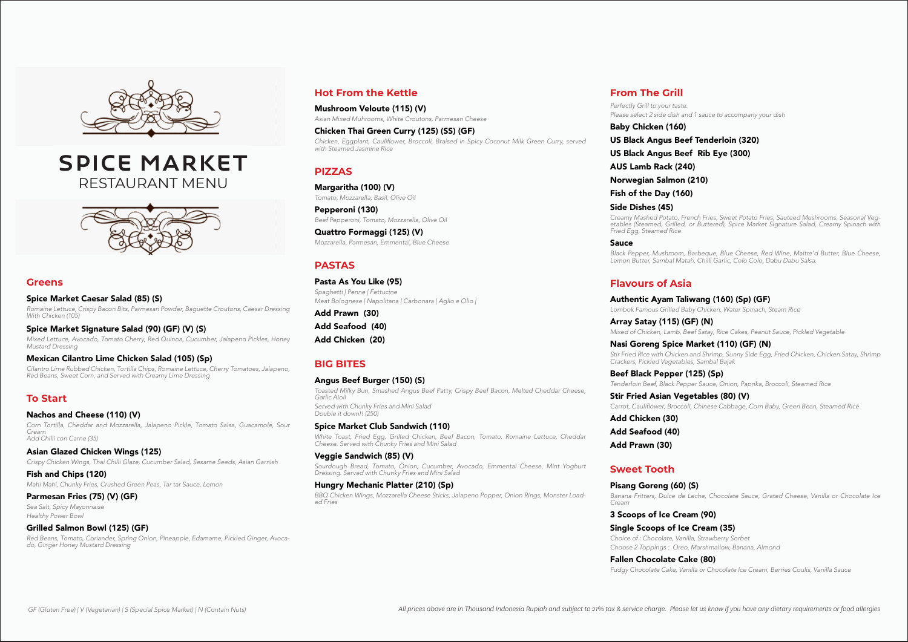# SPICE MARKET
## RESTAURANT MENU

## Greens

**Spice Market Caesar Salad (85) (S)**
*Romaine Lettuce, Crispy Bacon Bits, Parmesan Powder, Baguette Croutons, Caesar Dressing With Chicken (105)*

**Spice Market Signature Salad (90) (GF) (V) (S)**
*Mixed Lettuce, Avocado, Tomato Cherry, Red Quinoa, Cucumber, Jalapeno Pickles, Honey Mustard Dressing*

**Mexican Cilantro Lime Chicken Salad (105) (Sp)**
*Cilantro Lime Rubbed Chicken, Tortilla Chips, Romaine Lettuce, Cherry Tomatoes, Jalapeno, Red Beans, Sweet Corn, and Served with Creamy Lime Dressing*

## To Start

**Nachos and Cheese (110) (V)**
*Corn Tortilla, Cheddar and Mozzarella, Jalapeno Pickle, Tomato Salsa, Guacamole, Sour Cream*
*Add Chilli con Carne (35)*

**Asian Glazed Chicken Wings (125)**
*Crispy Chicken Wings, Thai Chilli Glaze, Cucumber Salad, Sesame Seeds, Asian Garnish*

**Fish and Chips (120)**
*Mahi Mahi, Chunky Fries, Crushed Green Peas, Tar tar Sauce, Lemon*

**Parmesan Fries (75) (V) (GF)**
*Sea Salt, Spicy Mayonnaise*
*Healthy Power Bowl*

**Grilled Salmon Bowl (125) (GF)**
*Red Beans, Tomato, Coriander, Spring Onion, Pineapple, Edamame, Pickled Ginger, Avocado, Ginger Honey Mustard Dressing*

## Hot From the Kettle

**Mushroom Veloute (115) (V)**
*Asian Mixed Muhrooms, White Croutons, Parmesan Cheese*

**Chicken Thai Green Curry (125) (SS) (GF)**
*Chicken, Eggplant, Cauliflower, Broccoli, Braised in Spicy Coconut Milk Green Curry, served with Steamed Jasmine Rice*

## PIZZAS

**Margaritha (100) (V)**
*Tomato, Mozzarella, Basil, Olive Oil*

**Pepperoni (130)**
*Beef Pepperoni, Tomato, Mozzarella, Olive Oil*

**Quattro Formaggi (125) (V)**
*Mozzarella, Parmesan, Emmental, Blue Cheese*

## PASTAS

**Pasta As You Like (95)**
*Spaghetti | Penne | Fettucine*
*Meat Bolognese | Napolitana | Carbonara | Aglio e Olio |*

**Add Prawn (30)**

**Add Seafood (40)**

**Add Chicken (20)**

## BIG BITES

**Angus Beef Burger (150) (S)**
*Toasted Milky Bun, Smashed Angus Beef Patty, Crispy Beef Bacon, Melted Cheddar Cheese, Garlic Aioli*
*Served with Chunky Fries and Mini Salad*
*Double it down!! (250)*

**Spice Market Club Sandwich (110)**
*White Toast, Fried Egg, Grilled Chicken, Beef Bacon, Tomato, Romaine Lettuce, Cheddar Cheese. Served with Chunky Fries and Mini Salad*

**Veggie Sandwich (85) (V)**
*Sourdough Bread, Tomato, Onion, Cucumber, Avocado, Emmental Cheese, Mint Yoghurt Dressing. Served with Chunky Fries and Mini Salad*

**Hungry Mechanic Platter (210) (Sp)**
*BBQ Chicken Wings, Mozzarella Cheese Sticks, Jalapeno Popper, Onion Rings, Monster Loaded Fries*

## From The Grill

*Perfectly Grill to your taste.*
*Please select 2 side dish and 1 sauce to accompany your dish*

**Baby Chicken (160)**

**US Black Angus Beef Tenderloin (320)**

**US Black Angus Beef Rib Eye (300)**

**AUS Lamb Rack (240)**

**Norwegian Salmon (210)**

**Fish of the Day (160)**

**Side Dishes (45)**
*Creamy Mashed Potato, French Fries, Sweet Potato Fries, Sauteed Mushrooms, Seasonal Vegetables (Steamed, Grilled, or Buttered), Spice Market Signature Salad, Creamy Spinach with Fried Egg, Steamed Rice*

**Sauce**
*Black Pepper, Mushroom, Barbeque, Blue Cheese, Red Wine, Maitre'd Butter, Blue Cheese, Lemon Butter, Sambal Matah, Chilli Garlic, Colo Colo, Dabu Dabu Salsa.*

## Flavours of Asia

**Authentic Ayam Taliwang (160) (Sp) (GF)**
*Lombok Famous Grilled Baby Chicken, Water Spinach, Steam Rice*

**Array Satay (115) (GF) (N)**
*Mixed of Chicken, Lamb, Beef Satay, Rice Cakes, Peanut Sauce, Pickled Vegetable*

**Nasi Goreng Spice Market (110) (GF) (N)**
*Stir Fried Rice with Chicken and Shrimp, Sunny Side Egg, Fried Chicken, Chicken Satay, Shrimp Crackers, Pickled Vegetables, Sambal Bajak*

**Beef Black Pepper (125) (Sp)**
*Tenderloin Beef, Black Pepper Sauce, Onion, Paprika, Broccoli, Steamed Rice*

**Stir Fried Asian Vegetables (80) (V)**
*Carrot, Cauliflower, Broccoli, Chinese Cabbage, Corn Baby, Green Bean, Steamed Rice*

**Add Chicken (30)**

**Add Seafood (40)**

**Add Prawn (30)**

## Sweet Tooth

**Pisang Goreng (60) (S)**
*Banana Fritters, Dulce de Leche, Chocolate Sauce, Grated Cheese, Vanilla or Chocolate Ice Cream*

**3 Scoops of Ice Cream (90)**

**Single Scoops of Ice Cream (35)**
*Choice of : Chocolate, Vanilla, Strawberry Sorbet*
*Choose 2 Toppings : Oreo, Marshmallow, Banana, Almond*

**Fallen Chocolate Cake (80)**
*Fudgy Chocolate Cake, Vanilla or Chocolate Ice Cream, Berries Coulis, Vanilla Sauce*

*GF (Gluten Free) | V (Vegetarian) | S (Special Spice Market) | N (Contain Nuts)*

*All prices above are in Thousand Indonesia Rupiah and subject to 21% tax & service charge. Please let us know if you have any dietary requirements or food allergies*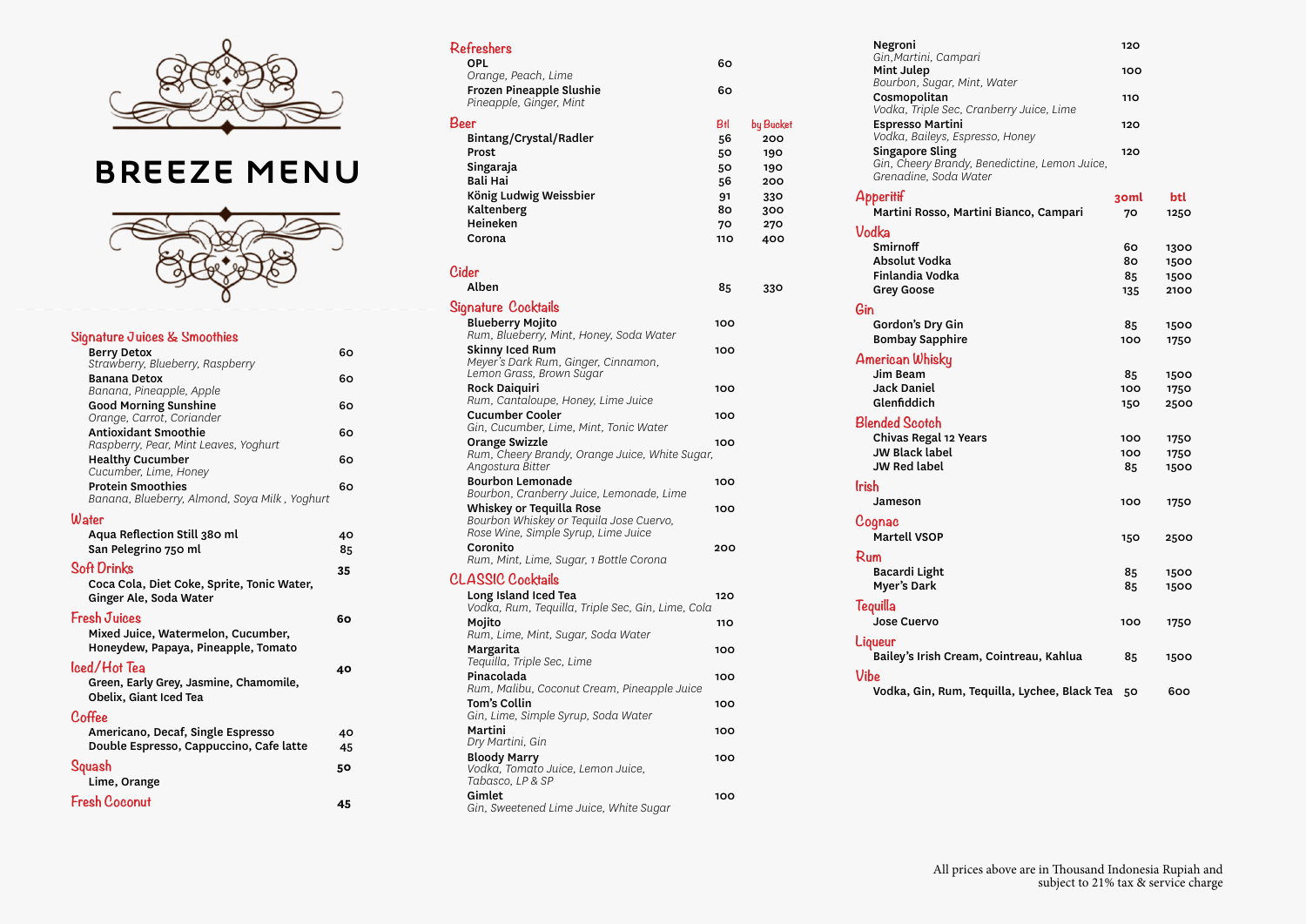# BREEZE MENU

## Signature Juices & Smoothies

| | |
|---|---|
| **Berry Detox** *Strawberry, Blueberry, Raspberry* | 60 |
| **Banana Detox** *Banana, Pineapple, Apple* | 60 |
| **Good Morning Sunshine** *Orange, Carrot, Coriander* | 60 |
| **Antioxidant Smoothie** *Raspberry, Pear, Mint Leaves, Yoghurt* | 60 |
| **Healthy Cucumber** *Cucumber, Lime, Honey* | 60 |
| **Protein Smoothies** *Banana, Blueberry, Almond, Soya Milk , Yoghurt* | 60 |

## Water

| | |
|---|---|
| **Aqua Reflection Still 380 ml** | 40 |
| **San Pelegrino 750 ml** | 85 |

## Soft Drinks — 35

**Coca Cola, Diet Coke, Sprite, Tonic Water, Ginger Ale, Soda Water**

## Fresh Juices — 60

**Mixed Juice, Watermelon, Cucumber, Honeydew, Papaya, Pineapple, Tomato**

## Iced/Hot Tea — 40

**Green, Early Grey, Jasmine, Chamomile, Obelix, Giant Iced Tea**

## Coffee

| | |
|---|---|
| **Americano, Decaf, Single Espresso** | 40 |
| **Double Espresso, Cappuccino, Cafe latte** | 45 |

## Squash — 50

**Lime, Orange**

## Fresh Coconut — 45

## Refreshers

| | |
|---|---|
| **OPL** *Orange, Peach, Lime* | 60 |
| **Frozen Pineapple Slushie** *Pineapple, Ginger, Mint* | 60 |

## Beer

| | Btl | by Bucket |
|---|---|---|
| **Bintang/Crystal/Radler** | 56 | 200 |
| **Prost** | 50 | 190 |
| **Singaraja** | 50 | 190 |
| **Bali Hai** | 56 | 200 |
| **König Ludwig Weissbier** | 91 | 330 |
| **Kaltenberg** | 80 | 300 |
| **Heineken** | 70 | 270 |
| **Corona** | 110 | 400 |

## Cider

| | | |
|---|---|---|
| **Alben** | 85 | 330 |

## Signature Cocktails

| | |
|---|---|
| **Blueberry Mojito** *Rum, Blueberry, Mint, Honey, Soda Water* | 100 |
| **Skinny Iced Rum** *Meyer's Dark Rum, Ginger, Cinnamon, Lemon Grass, Brown Sugar* | 100 |
| **Rock Daiquiri** *Rum, Cantaloupe, Honey, Lime Juice* | 100 |
| **Cucumber Cooler** *Gin, Cucumber, Lime, Mint, Tonic Water* | 100 |
| **Orange Swizzle** *Rum, Cheery Brandy, Orange Juice, White Sugar, Angostura Bitter* | 100 |
| **Bourbon Lemonade** *Bourbon, Cranberry Juice, Lemonade, Lime* | 100 |
| **Whiskey or Tequilla Rose** *Bourbon Whiskey or Tequila Jose Cuervo, Rose Wine, Simple Syrup, Lime Juice* | 100 |
| **Coronito** *Rum, Mint, Lime, Sugar, 1 Bottle Corona* | 200 |

## CLASSIC Cocktails

| | |
|---|---|
| **Long Island Iced Tea** *Vodka, Rum, Tequilla, Triple Sec, Gin, Lime, Cola* | 120 |
| **Mojito** *Rum, Lime, Mint, Sugar, Soda Water* | 110 |
| **Margarita** *Tequilla, Triple Sec, Lime* | 100 |
| **Pinacolada** *Rum, Malibu, Coconut Cream, Pineapple Juice* | 100 |
| **Tom's Collin** *Gin, Lime, Simple Syrup, Soda Water* | 100 |
| **Martini** *Dry Martini, Gin* | 100 |
| **Bloody Marry** *Vodka, Tomato Juice, Lemon Juice, Tabasco, LP & SP* | 100 |
| **Gimlet** *Gin, Sweetened Lime Juice, White Sugar* | 100 |
| **Negroni** *Gin,Martini, Campari* | 120 |
| **Mint Julep** *Bourbon, Sugar, Mint, Water* | 100 |
| **Cosmopolitan** *Vodka, Triple Sec, Cranberry Juice, Lime* | 110 |
| **Espresso Martini** *Vodka, Baileys, Espresso, Honey* | 120 |
| **Singapore Sling** *Gin, Cheery Brandy, Benedictine, Lemon Juice, Grenadine, Soda Water* | 120 |

## Appetizer / Spirits

| | 30ml | btl |
|---|---|---|
| **Appéritif** | | |
| **Martini Rosso, Martini Bianco, Campari** | 70 | 1250 |
| **Vodka** | | |
| **Smirnoff** | 60 | 1300 |
| **Absolut Vodka** | 80 | 1500 |
| **Finlandia Vodka** | 85 | 1500 |
| **Grey Goose** | 135 | 2100 |
| **Gin** | | |
| **Gordon's Dry Gin** | 85 | 1500 |
| **Bombay Sapphire** | 100 | 1750 |
| **American Whisky** | | |
| **Jim Beam** | 85 | 1500 |
| **Jack Daniel** | 100 | 1750 |
| **Glenfiddich** | 150 | 2500 |
| **Blended Scotch** | | |
| **Chivas Regal 12 Years** | 100 | 1750 |
| **JW Black label** | 100 | 1750 |
| **JW Red label** | 85 | 1500 |
| **Irish** | | |
| **Jameson** | 100 | 1750 |
| **Cognac** | | |
| **Martell VSOP** | 150 | 2500 |
| **Rum** | | |
| **Bacardi Light** | 85 | 1500 |
| **Myer's Dark** | 85 | 1500 |
| **Tequilla** | | |
| **Jose Cuervo** | 100 | 1750 |
| **Liqueur** | | |
| **Bailey's Irish Cream, Cointreau, Kahlua** | 85 | 1500 |
| **Vibe** | | |
| **Vodka, Gin, Rum, Tequilla, Lychee, Black Tea** | 50 | 600 |

All prices above are in Thousand Indonesia Rupiah and subject to 21% tax & service charge